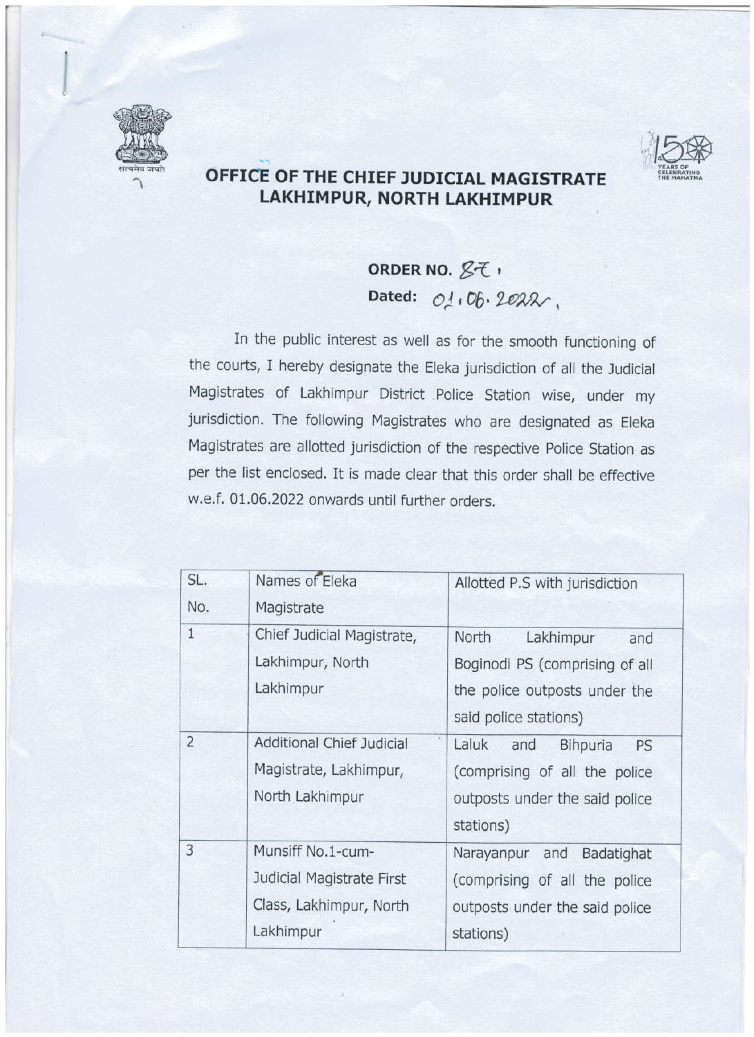# OFFICE OF THE CHIEF JUDICIAL MAGISTRATE LAKHIMPUR, NORTH LAKHIMPUR

**ORDER NO.** 87.
**Dated:** 01.06.2022.

In the public interest as well as for the smooth functioning of the courts, I hereby designate the Eleka jurisdiction of all the Judicial Magistrates of Lakhimpur District Police Station wise, under my jurisdiction. The following Magistrates who are designated as Eleka Magistrates are allotted jurisdiction of the respective Police Station as per the list enclosed. It is made clear that this order shall be effective w.e.f. 01.06.2022 onwards until further orders.

| SL. No. | Names of Eleka Magistrate | Allotted P.S with jurisdiction |
|---|---|---|
| 1 | Chief Judicial Magistrate, Lakhimpur, North Lakhimpur | North Lakhimpur and Boginodi PS (comprising of all the police outposts under the said police stations) |
| 2 | Additional Chief Judicial Magistrate, Lakhimpur, North Lakhimpur | Laluk and Bihpuria PS (comprising of all the police outposts under the said police stations) |
| 3 | Munsiff No.1-cum-Judicial Magistrate First Class, Lakhimpur, North Lakhimpur | Narayanpur and Badatighat (comprising of all the police outposts under the said police stations) |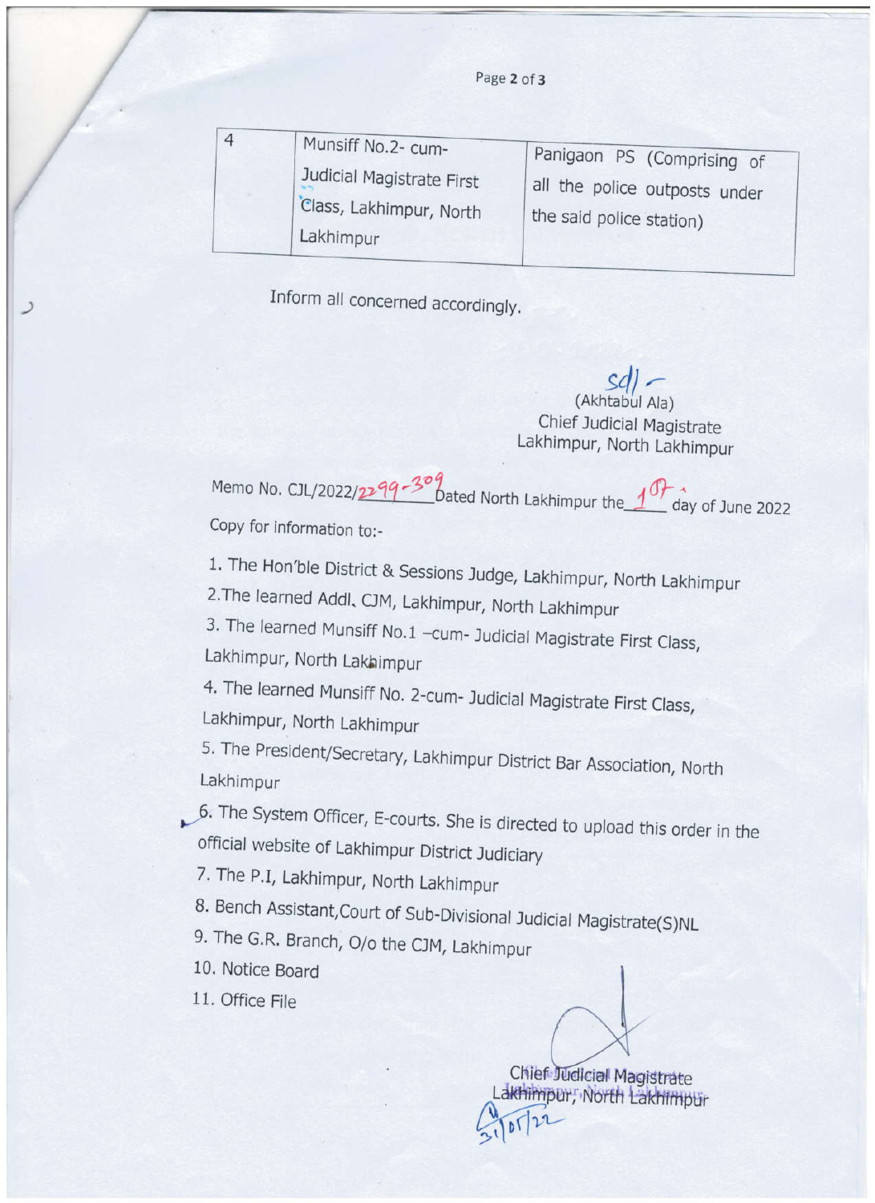| | | |
|---|---|---|
| 4 | Munsiff No.2- cum- Judicial Magistrate First Class, Lakhimpur, North Lakhimpur | Panigaon PS (Comprising of all the police outposts under the said police station) |

Inform all concerned accordingly.

sd/-
(Akhtabul Ala)
Chief Judicial Magistrate
Lakhimpur, North Lakhimpur

Memo No. CJL/2022/2299-309 Dated North Lakhimpur the 1st day of June 2022

Copy for information to:-

1. The Hon'ble District & Sessions Judge, Lakhimpur, North Lakhimpur
2. The learned Addl. CJM, Lakhimpur, North Lakhimpur
3. The learned Munsiff No.1 -cum- Judicial Magistrate First Class, Lakhimpur, North Lakhimpur
4. The learned Munsiff No. 2-cum- Judicial Magistrate First Class, Lakhimpur, North Lakhimpur
5. The President/Secretary, Lakhimpur District Bar Association, North Lakhimpur
6. The System Officer, E-courts. She is directed to upload this order in the official website of Lakhimpur District Judiciary
7. The P.I, Lakhimpur, North Lakhimpur
8. Bench Assistant,Court of Sub-Divisional Judicial Magistrate(S)NL
9. The G.R. Branch, O/o the CJM, Lakhimpur
10. Notice Board
11. Office File

Chief Judicial Magistrate
Lakhimpur, North Lakhimpur
31/05/22